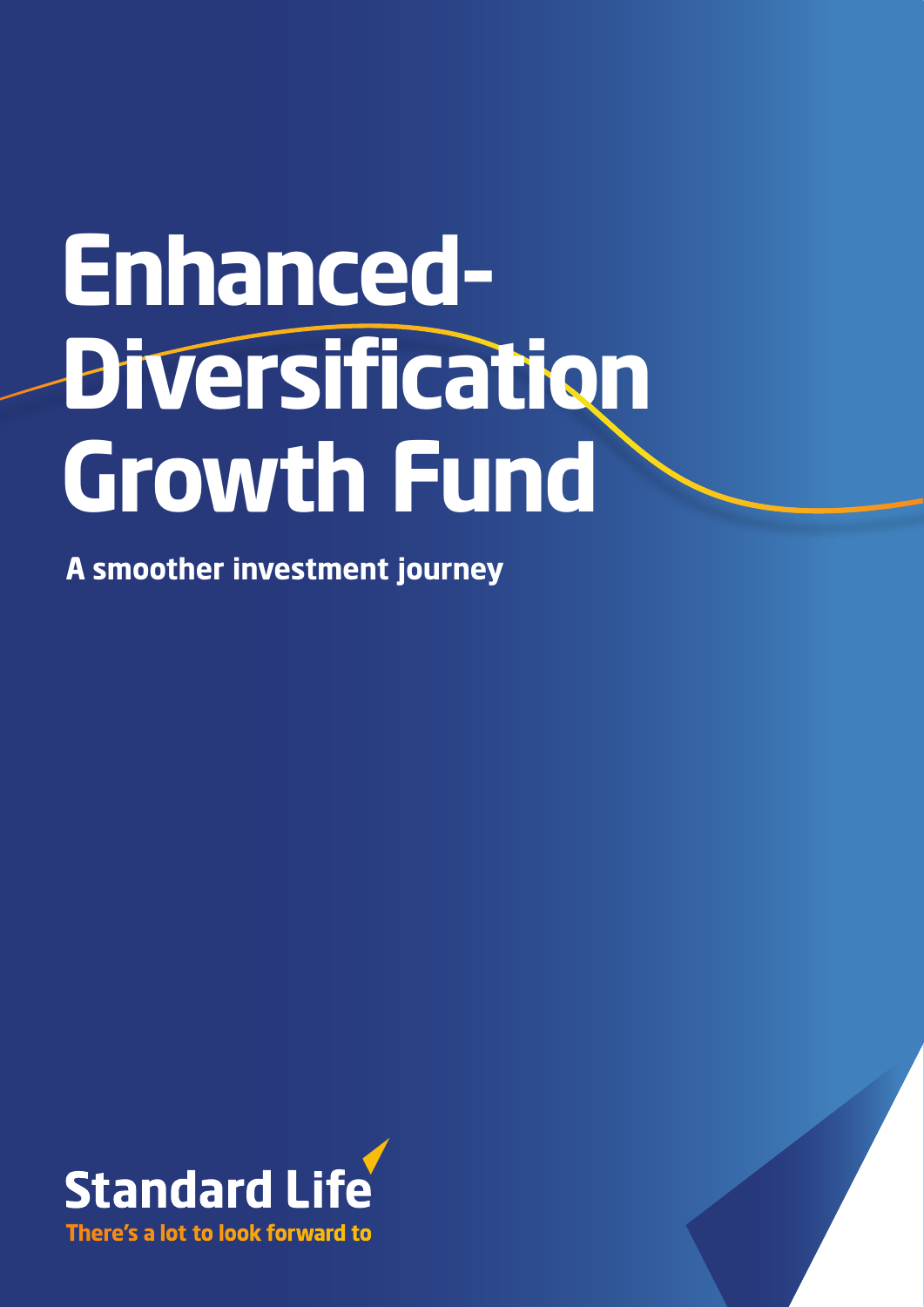# Enhanced-Diversification Growth Fund

**A smoother investment journey**

**Standard Life**

**There's a lot to look forward to**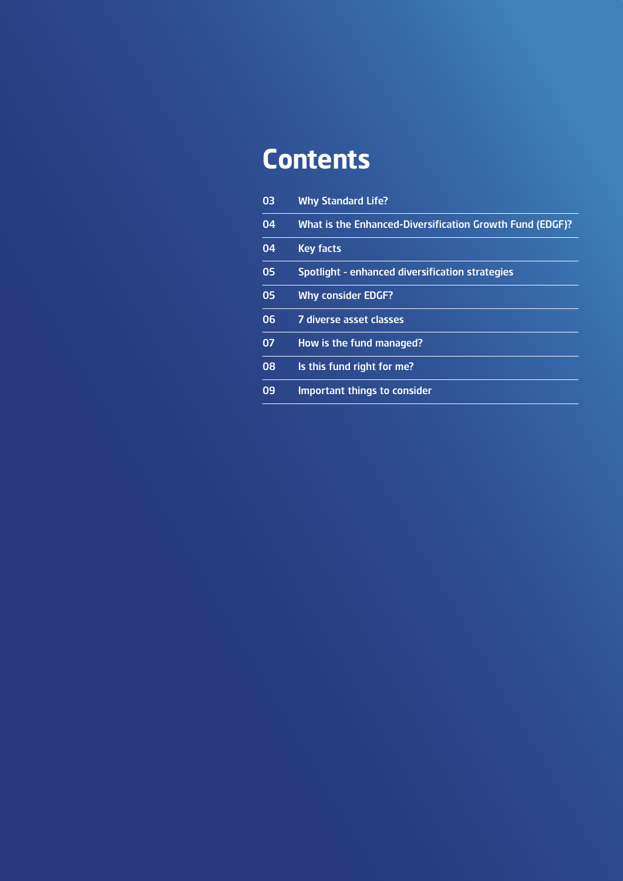# Contents

| | |
|---|---|
| 03 | Why Standard Life? |
| 04 | What is the Enhanced-Diversification Growth Fund (EDGF)? |
| 04 | Key facts |
| 05 | Spotlight - enhanced diversification strategies |
| 05 | Why consider EDGF? |
| 06 | 7 diverse asset classes |
| 07 | How is the fund managed? |
| 08 | Is this fund right for me? |
| 09 | Important things to consider |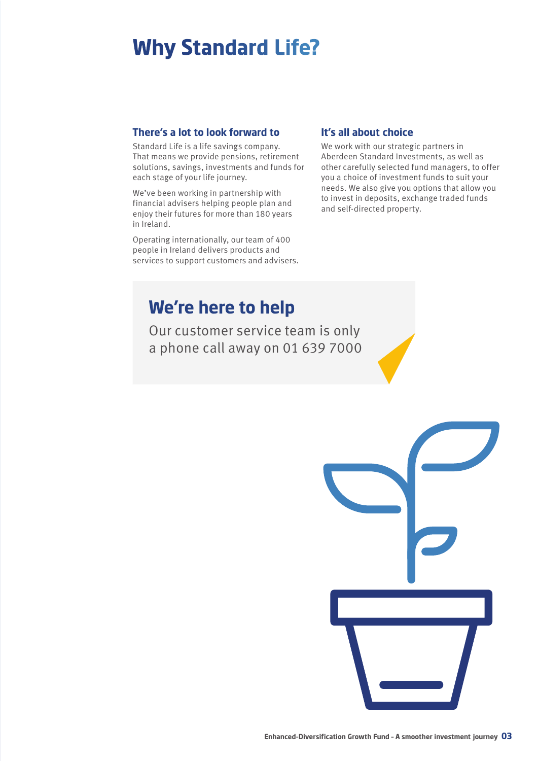# Why Standard Life?

### There's a lot to look forward to

Standard Life is a life savings company. That means we provide pensions, retirement solutions, savings, investments and funds for each stage of your life journey.

We've been working in partnership with financial advisers helping people plan and enjoy their futures for more than 180 years in Ireland.

Operating internationally, our team of 400 people in Ireland delivers products and services to support customers and advisers.

### It's all about choice

We work with our strategic partners in Aberdeen Standard Investments, as well as other carefully selected fund managers, to offer you a choice of investment funds to suit your needs. We also give you options that allow you to invest in deposits, exchange traded funds and self-directed property.

## We're here to help

Our customer service team is only a phone call away on 01 639 7000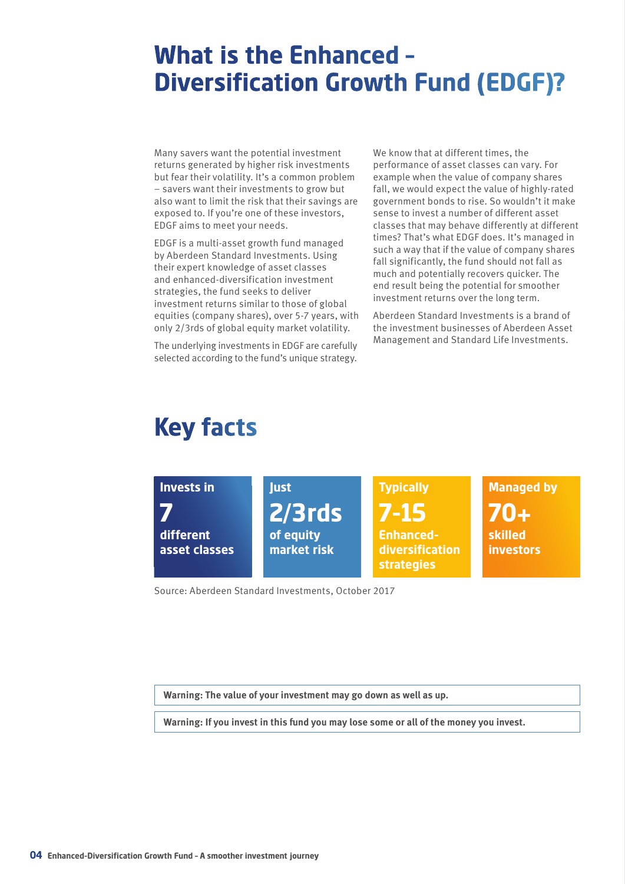# What is the Enhanced – Diversification Growth Fund (EDGF)?

Many savers want the potential investment returns generated by higher risk investments but fear their volatility. It's a common problem – savers want their investments to grow but also want to limit the risk that their savings are exposed to. If you're one of these investors, EDGF aims to meet your needs.

EDGF is a multi-asset growth fund managed by Aberdeen Standard Investments. Using their expert knowledge of asset classes and enhanced-diversification investment strategies, the fund seeks to deliver investment returns similar to those of global equities (company shares), over 5-7 years, with only 2/3rds of global equity market volatility.

The underlying investments in EDGF are carefully selected according to the fund's unique strategy.

We know that at different times, the performance of asset classes can vary. For example when the value of company shares fall, we would expect the value of highly-rated government bonds to rise. So wouldn't it make sense to invest a number of different asset classes that may behave differently at different times? That's what EDGF does. It's managed in such a way that if the value of company shares fall significantly, the fund should not fall as much and potentially recovers quicker. The end result being the potential for smoother investment returns over the long term.

Aberdeen Standard Investments is a brand of the investment businesses of Aberdeen Asset Management and Standard Life Investments.

# Key facts

**Invests in**
**7**
**different asset classes**

**Just**
**2/3rds**
**of equity market risk**

**Typically**
**7-15**
**Enhanced-diversification strategies**

**Managed by**
**70+**
**skilled investors**

Source: Aberdeen Standard Investments, October 2017

**Warning: The value of your investment may go down as well as up.**

**Warning: If you invest in this fund you may lose some or all of the money you invest.**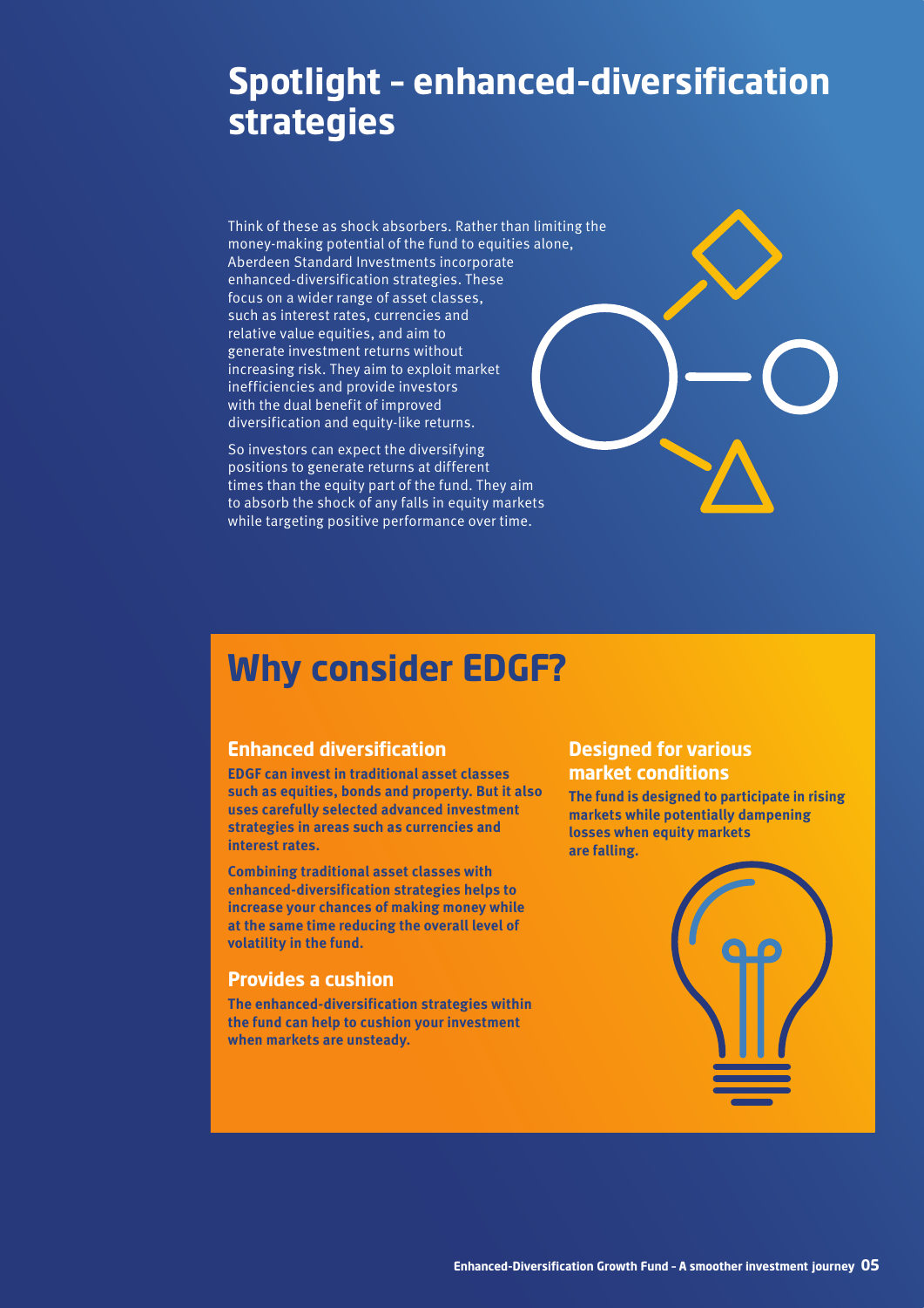# Spotlight – enhanced-diversification strategies

Think of these as shock absorbers. Rather than limiting the money-making potential of the fund to equities alone, Aberdeen Standard Investments incorporate enhanced-diversification strategies. These focus on a wider range of asset classes, such as interest rates, currencies and relative value equities, and aim to generate investment returns without increasing risk. They aim to exploit market inefficiencies and provide investors with the dual benefit of improved diversification and equity-like returns.

So investors can expect the diversifying positions to generate returns at different times than the equity part of the fund. They aim to absorb the shock of any falls in equity markets while targeting positive performance over time.

## Why consider EDGF?

### Enhanced diversification

**EDGF can invest in traditional asset classes such as equities, bonds and property. But it also uses carefully selected advanced investment strategies in areas such as currencies and interest rates.**

**Combining traditional asset classes with enhanced-diversification strategies helps to increase your chances of making money while at the same time reducing the overall level of volatility in the fund.**

### Provides a cushion

**The enhanced-diversification strategies within the fund can help to cushion your investment when markets are unsteady.**

### Designed for various market conditions

**The fund is designed to participate in rising markets while potentially dampening losses when equity markets are falling.**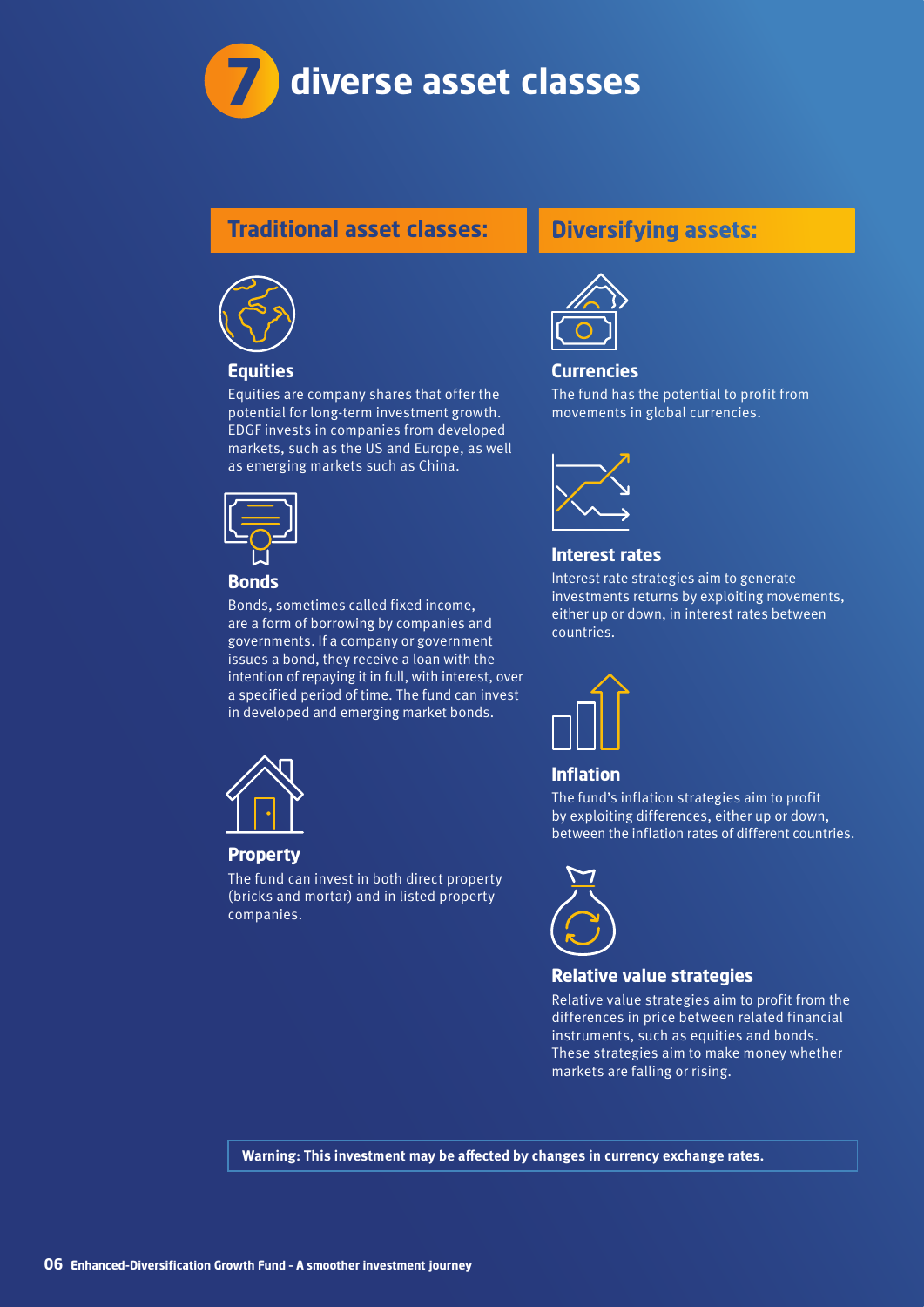# 7 diverse asset classes

## Traditional asset classes:

### Equities

Equities are company shares that offer the potential for long-term investment growth. EDGF invests in companies from developed markets, such as the US and Europe, as well as emerging markets such as China.

### Bonds

Bonds, sometimes called fixed income, are a form of borrowing by companies and governments. If a company or government issues a bond, they receive a loan with the intention of repaying it in full, with interest, over a specified period of time. The fund can invest in developed and emerging market bonds.

### Property

The fund can invest in both direct property (bricks and mortar) and in listed property companies.

## Diversifying assets:

### Currencies

The fund has the potential to profit from movements in global currencies.

### Interest rates

Interest rate strategies aim to generate investments returns by exploiting movements, either up or down, in interest rates between countries.

### Inflation

The fund's inflation strategies aim to profit by exploiting differences, either up or down, between the inflation rates of different countries.

### Relative value strategies

Relative value strategies aim to profit from the differences in price between related financial instruments, such as equities and bonds. These strategies aim to make money whether markets are falling or rising.

**Warning: This investment may be affected by changes in currency exchange rates.**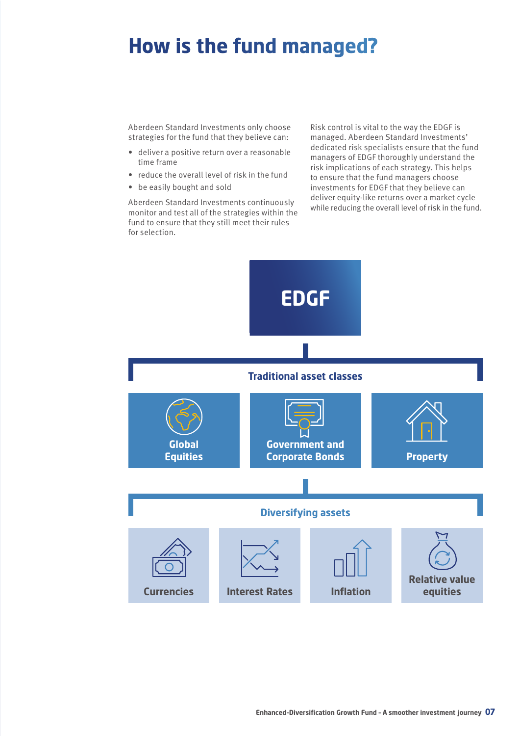# How is the fund managed?

Aberdeen Standard Investments only choose strategies for the fund that they believe can:

- deliver a positive return over a reasonable time frame
- reduce the overall level of risk in the fund
- be easily bought and sold

Aberdeen Standard Investments continuously monitor and test all of the strategies within the fund to ensure that they still meet their rules for selection.

Risk control is vital to the way the EDGF is managed. Aberdeen Standard Investments' dedicated risk specialists ensure that the fund managers of EDGF thoroughly understand the risk implications of each strategy. This helps to ensure that the fund managers choose investments for EDGF that they believe can deliver equity-like returns over a market cycle while reducing the overall level of risk in the fund.

**EDGF**

**Traditional asset classes**

- Global Equities
- Government and Corporate Bonds
- Property

**Diversifying assets**

- Currencies
- Interest Rates
- Inflation
- Relative value equities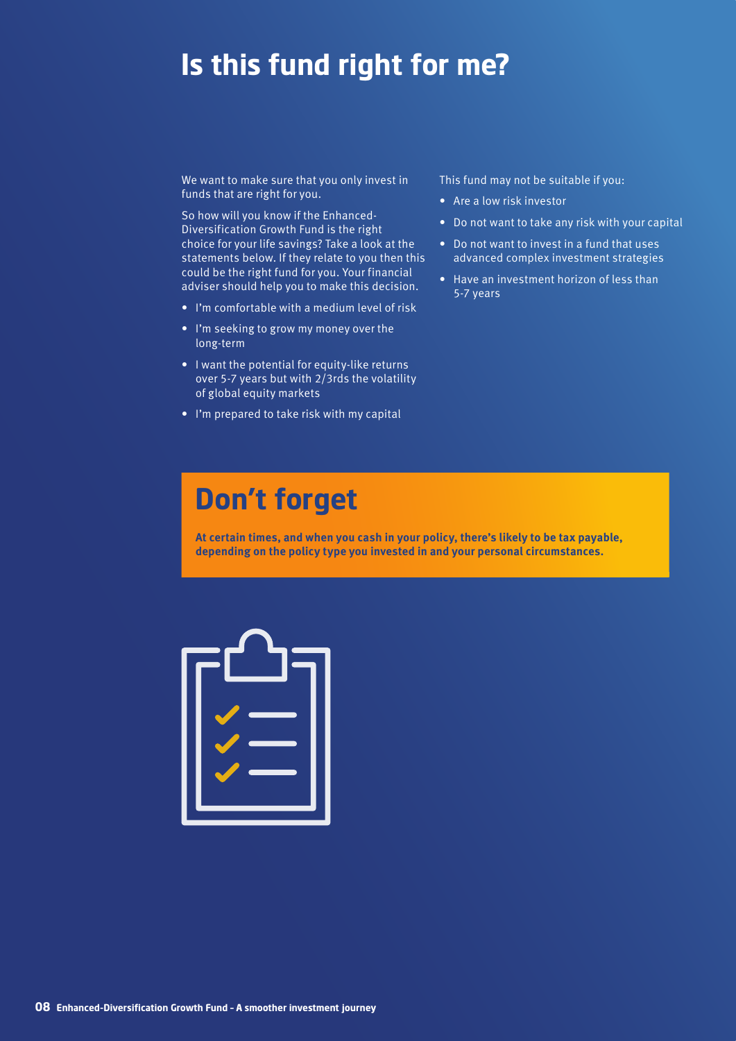# Is this fund right for me?

We want to make sure that you only invest in funds that are right for you.

So how will you know if the Enhanced-Diversification Growth Fund is the right choice for your life savings? Take a look at the statements below. If they relate to you then this could be the right fund for you. Your financial adviser should help you to make this decision.

- I'm comfortable with a medium level of risk
- I'm seeking to grow my money over the long-term
- I want the potential for equity-like returns over 5-7 years but with 2/3rds the volatility of global equity markets
- I'm prepared to take risk with my capital

This fund may not be suitable if you:

- Are a low risk investor
- Do not want to take any risk with your capital
- Do not want to invest in a fund that uses advanced complex investment strategies
- Have an investment horizon of less than 5-7 years

## Don't forget

**At certain times, and when you cash in your policy, there's likely to be tax payable, depending on the policy type you invested in and your personal circumstances.**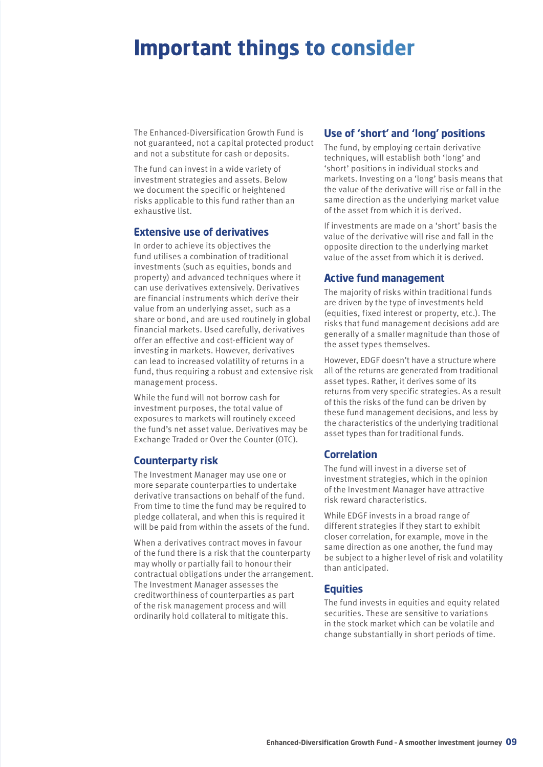# Important things to consider

The Enhanced-Diversification Growth Fund is not guaranteed, not a capital protected product and not a substitute for cash or deposits.

The fund can invest in a wide variety of investment strategies and assets. Below we document the specific or heightened risks applicable to this fund rather than an exhaustive list.

## Extensive use of derivatives

In order to achieve its objectives the fund utilises a combination of traditional investments (such as equities, bonds and property) and advanced techniques where it can use derivatives extensively. Derivatives are financial instruments which derive their value from an underlying asset, such as a share or bond, and are used routinely in global financial markets. Used carefully, derivatives offer an effective and cost-efficient way of investing in markets. However, derivatives can lead to increased volatility of returns in a fund, thus requiring a robust and extensive risk management process.

While the fund will not borrow cash for investment purposes, the total value of exposures to markets will routinely exceed the fund's net asset value. Derivatives may be Exchange Traded or Over the Counter (OTC).

## Counterparty risk

The Investment Manager may use one or more separate counterparties to undertake derivative transactions on behalf of the fund. From time to time the fund may be required to pledge collateral, and when this is required it will be paid from within the assets of the fund.

When a derivatives contract moves in favour of the fund there is a risk that the counterparty may wholly or partially fail to honour their contractual obligations under the arrangement. The Investment Manager assesses the creditworthiness of counterparties as part of the risk management process and will ordinarily hold collateral to mitigate this.

## Use of 'short' and 'long' positions

The fund, by employing certain derivative techniques, will establish both 'long' and 'short' positions in individual stocks and markets. Investing on a 'long' basis means that the value of the derivative will rise or fall in the same direction as the underlying market value of the asset from which it is derived.

If investments are made on a 'short' basis the value of the derivative will rise and fall in the opposite direction to the underlying market value of the asset from which it is derived.

## Active fund management

The majority of risks within traditional funds are driven by the type of investments held (equities, fixed interest or property, etc.). The risks that fund management decisions add are generally of a smaller magnitude than those of the asset types themselves.

However, EDGF doesn't have a structure where all of the returns are generated from traditional asset types. Rather, it derives some of its returns from very specific strategies. As a result of this the risks of the fund can be driven by these fund management decisions, and less by the characteristics of the underlying traditional asset types than for traditional funds.

## Correlation

The fund will invest in a diverse set of investment strategies, which in the opinion of the Investment Manager have attractive risk reward characteristics.

While EDGF invests in a broad range of different strategies if they start to exhibit closer correlation, for example, move in the same direction as one another, the fund may be subject to a higher level of risk and volatility than anticipated.

## Equities

The fund invests in equities and equity related securities. These are sensitive to variations in the stock market which can be volatile and change substantially in short periods of time.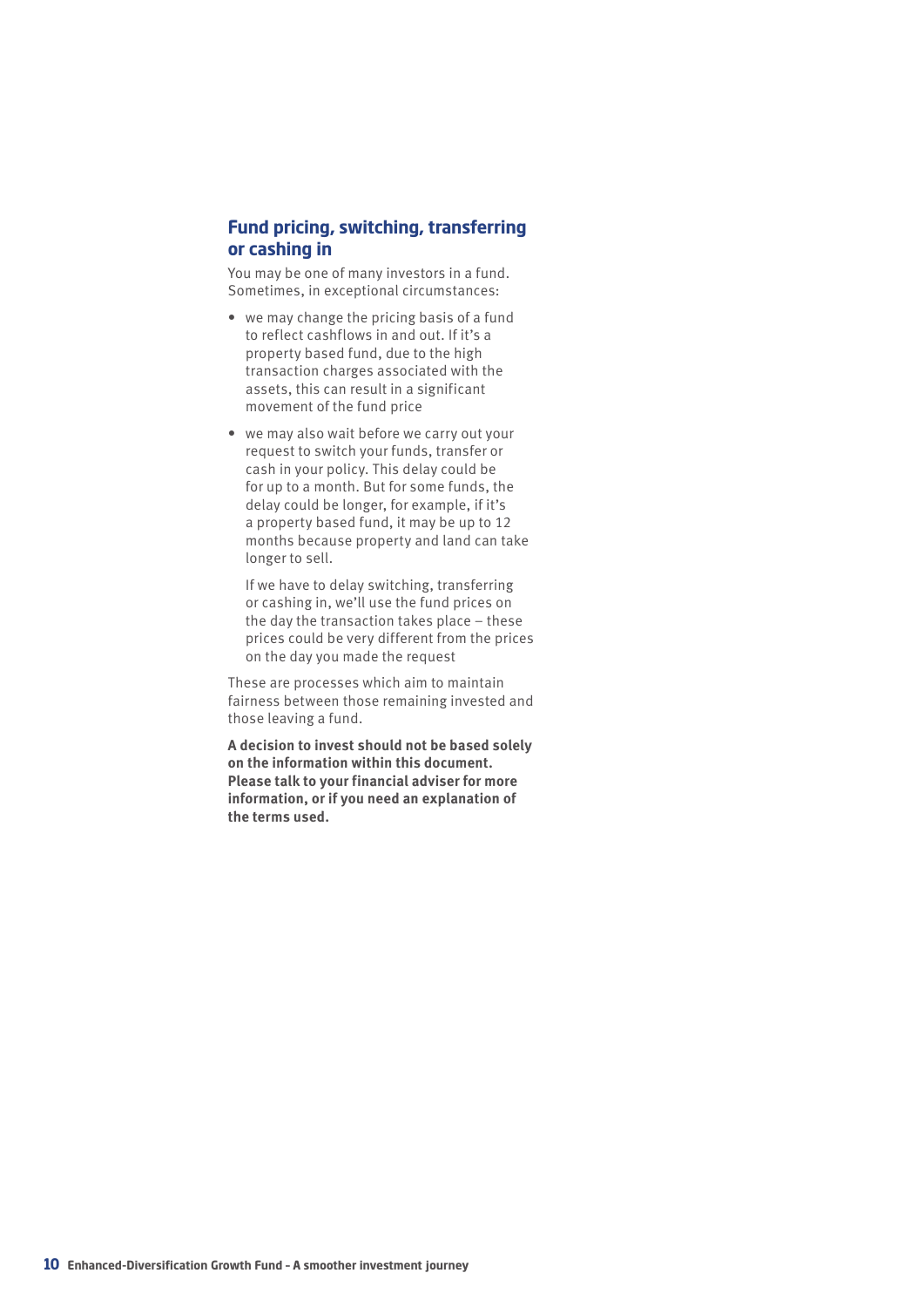## Fund pricing, switching, transferring or cashing in

You may be one of many investors in a fund. Sometimes, in exceptional circumstances:

- we may change the pricing basis of a fund to reflect cashflows in and out. If it's a property based fund, due to the high transaction charges associated with the assets, this can result in a significant movement of the fund price
- we may also wait before we carry out your request to switch your funds, transfer or cash in your policy. This delay could be for up to a month. But for some funds, the delay could be longer, for example, if it's a property based fund, it may be up to 12 months because property and land can take longer to sell.

  If we have to delay switching, transferring or cashing in, we'll use the fund prices on the day the transaction takes place – these prices could be very different from the prices on the day you made the request

These are processes which aim to maintain fairness between those remaining invested and those leaving a fund.

**A decision to invest should not be based solely on the information within this document. Please talk to your financial adviser for more information, or if you need an explanation of the terms used.**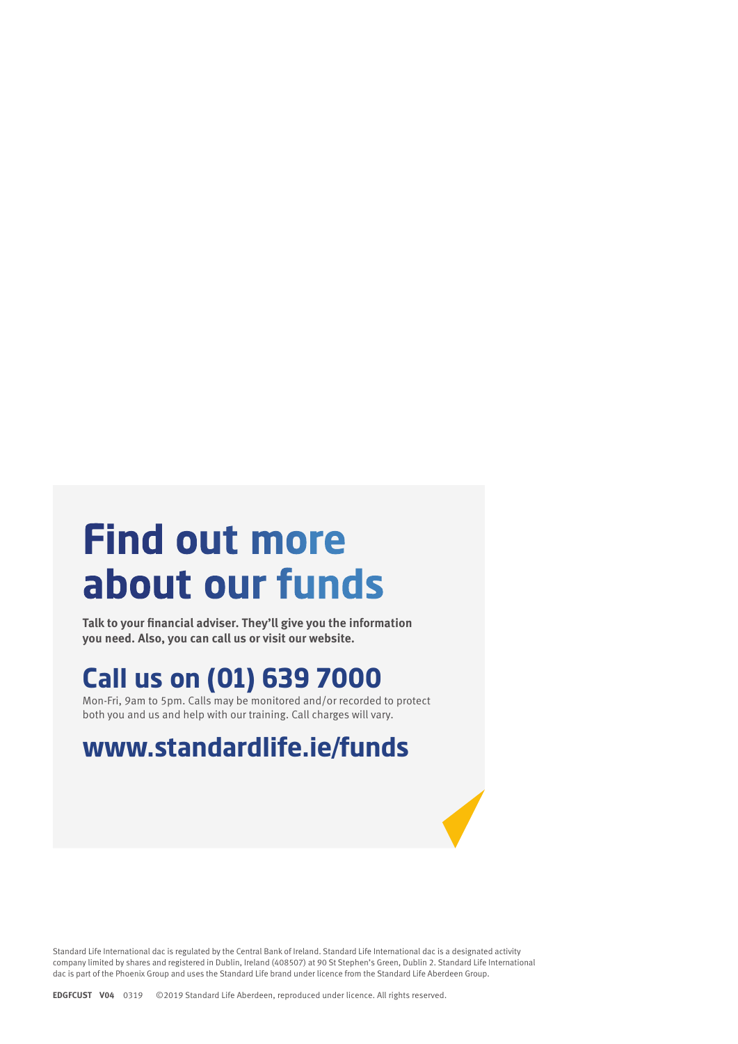# Find out more about our funds

**Talk to your financial adviser. They'll give you the information you need. Also, you can call us or visit our website.**

## Call us on (01) 639 7000

Mon-Fri, 9am to 5pm. Calls may be monitored and/or recorded to protect both you and us and help with our training. Call charges will vary.

## www.standardlife.ie/funds

Standard Life International dac is regulated by the Central Bank of Ireland. Standard Life International dac is a designated activity company limited by shares and registered in Dublin, Ireland (408507) at 90 St Stephen's Green, Dublin 2. Standard Life International dac is part of the Phoenix Group and uses the Standard Life brand under licence from the Standard Life Aberdeen Group.

**EDGFCUST V04** 0319 ©2019 Standard Life Aberdeen, reproduced under licence. All rights reserved.